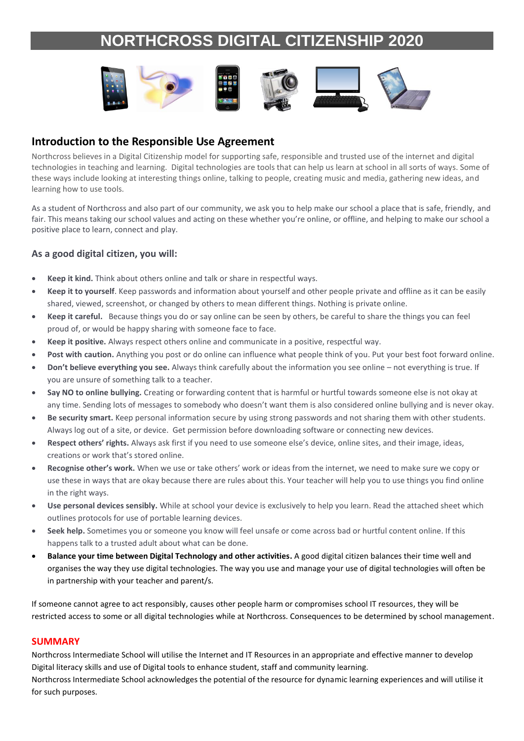# NORTHCROSS DIGITAL CITIZENSHIP 2020

## Introduction to the Responsible Use Agreement

Northcross believes in a Digital Citizenship model for supporting safe, responsible and trusted use of the internet and digital technologies in teaching and learning. Digital technologies are tools that can help us learn at school in all sorts of ways. Some of these ways include looking at interesting things online, talking to people, creating music and media, gathering new ideas, and learning how to use tools.

As a student of Northcross and also part of our community, we ask you to help make our school a place that is safe, friendly, and fair. This means taking our school values and acting on these whether you're online, or offline, and helping to make our school a positive place to learn, connect and play.

### As a good digital citizen, you will:

- **Keep it kind.** Think about others online and talk or share in respectful ways.
- **Keep it to yourself**. Keep passwords and information about yourself and other people private and offline as it can be easily shared, viewed, screenshot, or changed by others to mean different things. Nothing is private online.
- **Keep it careful.** Because things you do or say online can be seen by others, be careful to share the things you can feel proud of, or would be happy sharing with someone face to face.
- **Keep it positive.** Always respect others online and communicate in a positive, respectful way.
- **Post with caution.** Anything you post or do online can influence what people think of you. Put your best foot forward online.
- **Don't believe everything you see.** Always think carefully about the information you see online – not everything is true. If you are unsure of something talk to a teacher.
- **Say NO to online bullying.** Creating or forwarding content that is harmful or hurtful towards someone else is not okay at any time. Sending lots of messages to somebody who doesn't want them is also considered online bullying and is never okay.
- **Be security smart.** Keep personal information secure by using strong passwords and not sharing them with other students. Always log out of a site, or device. Get permission before downloading software or connecting new devices.
- **Respect others' rights.** Always ask first if you need to use someone else's device, online sites, and their image, ideas, creations or work that's stored online.
- **Recognise other's work.** When we use or take others' work or ideas from the internet, we need to make sure we copy or use these in ways that are okay because there are rules about this. Your teacher will help you to use things you find online in the right ways.
- **Use personal devices sensibly.** While at school your device is exclusively to help you learn. Read the attached sheet which outlines protocols for use of portable learning devices.
- **Seek help.** Sometimes you or someone you know will feel unsafe or come across bad or hurtful content online. If this happens talk to a trusted adult about what can be done.
- **Balance your time between Digital Technology and other activities.** A good digital citizen balances their time well and organises the way they use digital technologies. The way you use and manage your use of digital technologies will often be in partnership with your teacher and parent/s.

If someone cannot agree to act responsibly, causes other people harm or compromises school IT resources, they will be restricted access to some or all digital technologies while at Northcross. Consequences to be determined by school management.

### SUMMARY

Northcross Intermediate School will utilise the Internet and IT Resources in an appropriate and effective manner to develop Digital literacy skills and use of Digital tools to enhance student, staff and community learning.

Northcross Intermediate School acknowledges the potential of the resource for dynamic learning experiences and will utilise it for such purposes.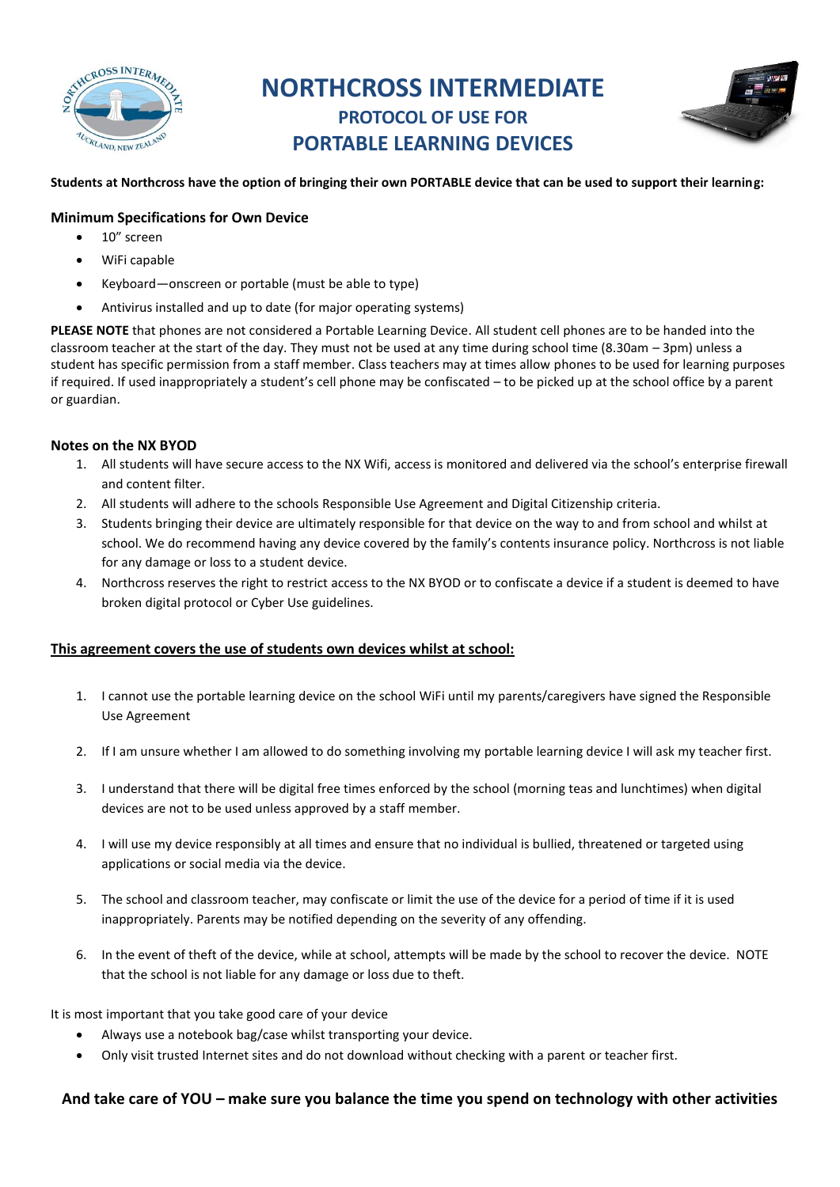# NORTHCROSS INTERMEDIATE

## PROTOCOL OF USE FOR

## PORTABLE LEARNING DEVICES

**Students at Northcross have the option of bringing their own PORTABLE device that can be used to support their learning:**

### Minimum Specifications for Own Device

- 10" screen
- WiFi capable
- Keyboard—onscreen or portable (must be able to type)
- Antivirus installed and up to date (for major operating systems)

**PLEASE NOTE** that phones are not considered a Portable Learning Device. All student cell phones are to be handed into the classroom teacher at the start of the day. They must not be used at any time during school time (8.30am – 3pm) unless a student has specific permission from a staff member. Class teachers may at times allow phones to be used for learning purposes if required. If used inappropriately a student's cell phone may be confiscated – to be picked up at the school office by a parent or guardian.

### Notes on the NX BYOD

1. All students will have secure access to the NX Wifi, access is monitored and delivered via the school's enterprise firewall and content filter.
2. All students will adhere to the schools Responsible Use Agreement and Digital Citizenship criteria.
3. Students bringing their device are ultimately responsible for that device on the way to and from school and whilst at school. We do recommend having any device covered by the family's contents insurance policy. Northcross is not liable for any damage or loss to a student device.
4. Northcross reserves the right to restrict access to the NX BYOD or to confiscate a device if a student is deemed to have broken digital protocol or Cyber Use guidelines.

**<u>This agreement covers the use of students own devices whilst at school:</u>**

1. I cannot use the portable learning device on the school WiFi until my parents/caregivers have signed the Responsible Use Agreement
2. If I am unsure whether I am allowed to do something involving my portable learning device I will ask my teacher first.
3. I understand that there will be digital free times enforced by the school (morning teas and lunchtimes) when digital devices are not to be used unless approved by a staff member.
4. I will use my device responsibly at all times and ensure that no individual is bullied, threatened or targeted using applications or social media via the device.
5. The school and classroom teacher, may confiscate or limit the use of the device for a period of time if it is used inappropriately. Parents may be notified depending on the severity of any offending.
6. In the event of theft of the device, while at school, attempts will be made by the school to recover the device. NOTE that the school is not liable for any damage or loss due to theft.

It is most important that you take good care of your device

- Always use a notebook bag/case whilst transporting your device.
- Only visit trusted Internet sites and do not download without checking with a parent or teacher first.

**And take care of YOU – make sure you balance the time you spend on technology with other activities**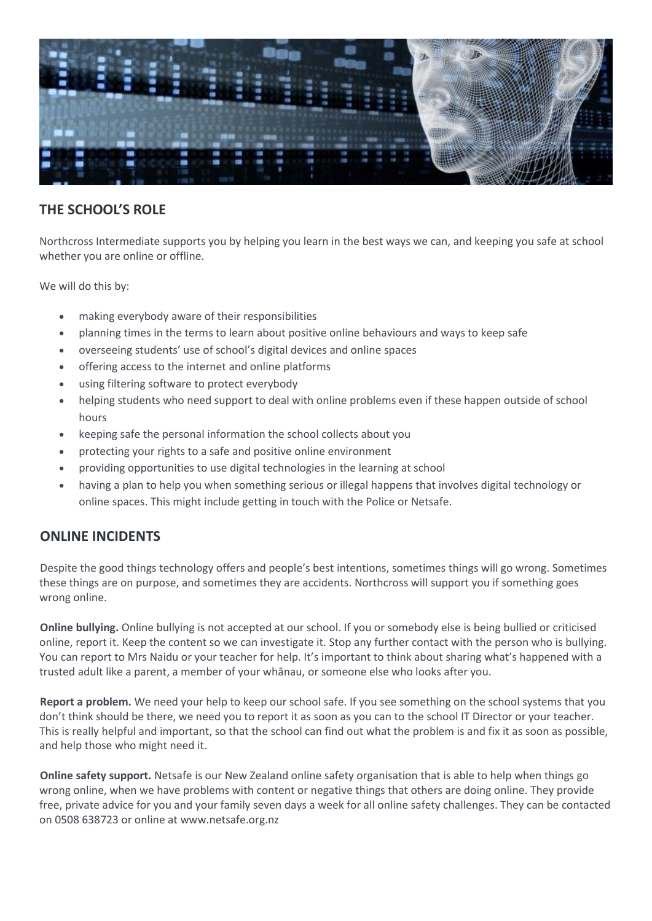## THE SCHOOL'S ROLE

Northcross Intermediate supports you by helping you learn in the best ways we can, and keeping you safe at school whether you are online or offline.

We will do this by:

- making everybody aware of their responsibilities
- planning times in the terms to learn about positive online behaviours and ways to keep safe
- overseeing students' use of school's digital devices and online spaces
- offering access to the internet and online platforms
- using filtering software to protect everybody
- helping students who need support to deal with online problems even if these happen outside of school hours
- keeping safe the personal information the school collects about you
- protecting your rights to a safe and positive online environment
- providing opportunities to use digital technologies in the learning at school
- having a plan to help you when something serious or illegal happens that involves digital technology or online spaces. This might include getting in touch with the Police or Netsafe.

## ONLINE INCIDENTS

Despite the good things technology offers and people's best intentions, sometimes things will go wrong. Sometimes these things are on purpose, and sometimes they are accidents. Northcross will support you if something goes wrong online.

**Online bullying.** Online bullying is not accepted at our school. If you or somebody else is being bullied or criticised online, report it. Keep the content so we can investigate it. Stop any further contact with the person who is bullying. You can report to Mrs Naidu or your teacher for help. It's important to think about sharing what's happened with a trusted adult like a parent, a member of your whānau, or someone else who looks after you.

**Report a problem.** We need your help to keep our school safe. If you see something on the school systems that you don't think should be there, we need you to report it as soon as you can to the school IT Director or your teacher. This is really helpful and important, so that the school can find out what the problem is and fix it as soon as possible, and help those who might need it.

**Online safety support.** Netsafe is our New Zealand online safety organisation that is able to help when things go wrong online, when we have problems with content or negative things that others are doing online. They provide free, private advice for you and your family seven days a week for all online safety challenges. They can be contacted on 0508 638723 or online at www.netsafe.org.nz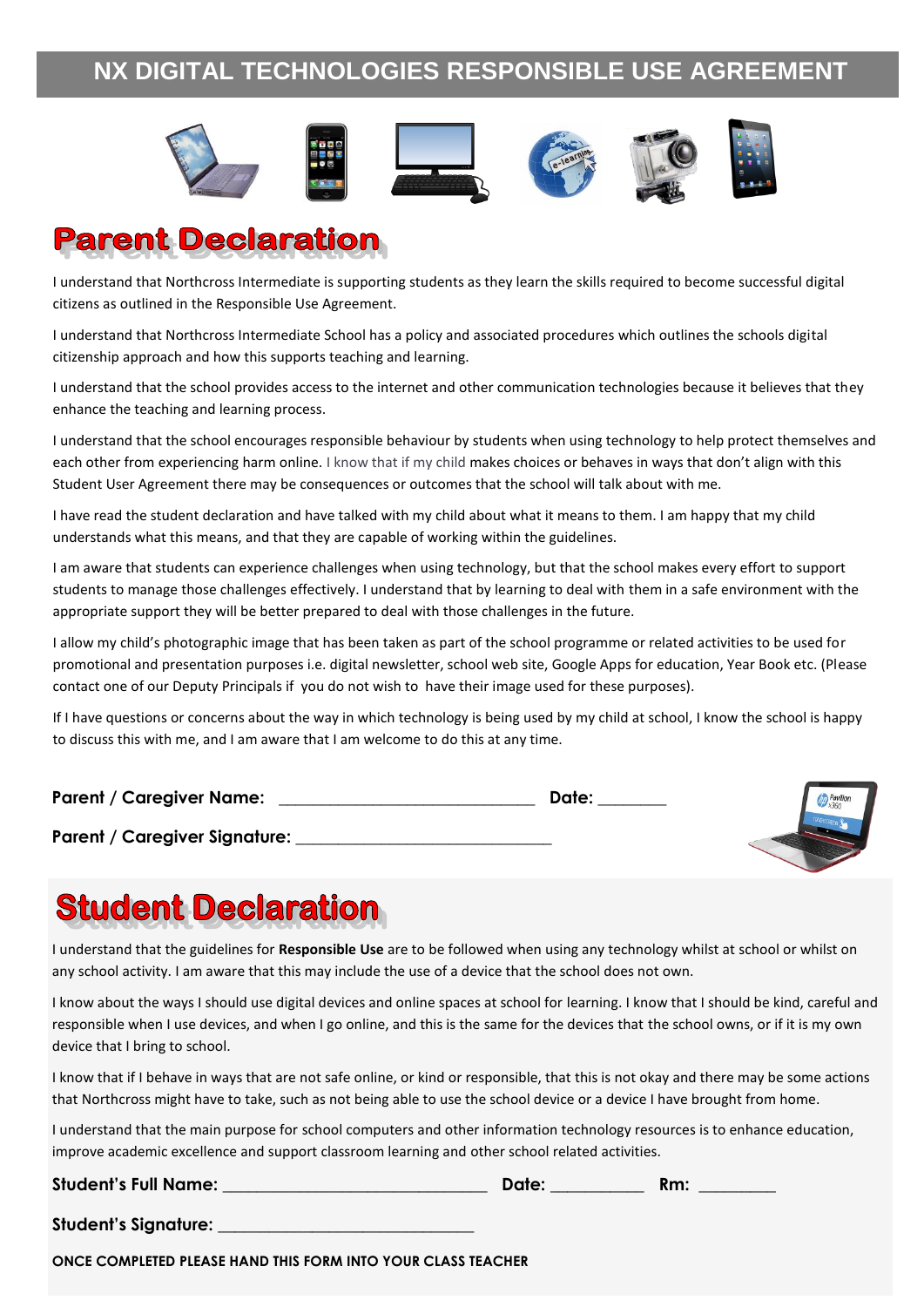# NX DIGITAL TECHNOLOGIES RESPONSIBLE USE AGREEMENT

## Parent Declaration

I understand that Northcross Intermediate is supporting students as they learn the skills required to become successful digital citizens as outlined in the Responsible Use Agreement.

I understand that Northcross Intermediate School has a policy and associated procedures which outlines the schools digital citizenship approach and how this supports teaching and learning.

I understand that the school provides access to the internet and other communication technologies because it believes that they enhance the teaching and learning process.

I understand that the school encourages responsible behaviour by students when using technology to help protect themselves and each other from experiencing harm online. I know that if my child makes choices or behaves in ways that don't align with this Student User Agreement there may be consequences or outcomes that the school will talk about with me.

I have read the student declaration and have talked with my child about what it means to them. I am happy that my child understands what this means, and that they are capable of working within the guidelines.

I am aware that students can experience challenges when using technology, but that the school makes every effort to support students to manage those challenges effectively. I understand that by learning to deal with them in a safe environment with the appropriate support they will be better prepared to deal with those challenges in the future.

I allow my child's photographic image that has been taken as part of the school programme or related activities to be used for promotional and presentation purposes i.e. digital newsletter, school web site, Google Apps for education, Year Book etc. (Please contact one of our Deputy Principals if you do not wish to have their image used for these purposes).

If I have questions or concerns about the way in which technology is being used by my child at school, I know the school is happy to discuss this with me, and I am aware that I am welcome to do this at any time.

**Parent / Caregiver Name:** ______________________________ **Date:** ________

**Parent / Caregiver Signature:** ______________________________

## Student Declaration

I understand that the guidelines for **Responsible Use** are to be followed when using any technology whilst at school or whilst on any school activity. I am aware that this may include the use of a device that the school does not own.

I know about the ways I should use digital devices and online spaces at school for learning. I know that I should be kind, careful and responsible when I use devices, and when I go online, and this is the same for the devices that the school owns, or if it is my own device that I bring to school.

I know that if I behave in ways that are not safe online, or kind or responsible, that this is not okay and there may be some actions that Northcross might have to take, such as not being able to use the school device or a device I have brought from home.

I understand that the main purpose for school computers and other information technology resources is to enhance education, improve academic excellence and support classroom learning and other school related activities.

**Student's Full Name:** ______________________________ **Date:** __________ **Rm:** ________

**Student's Signature:** ______________________________

**ONCE COMPLETED PLEASE HAND THIS FORM INTO YOUR CLASS TEACHER**